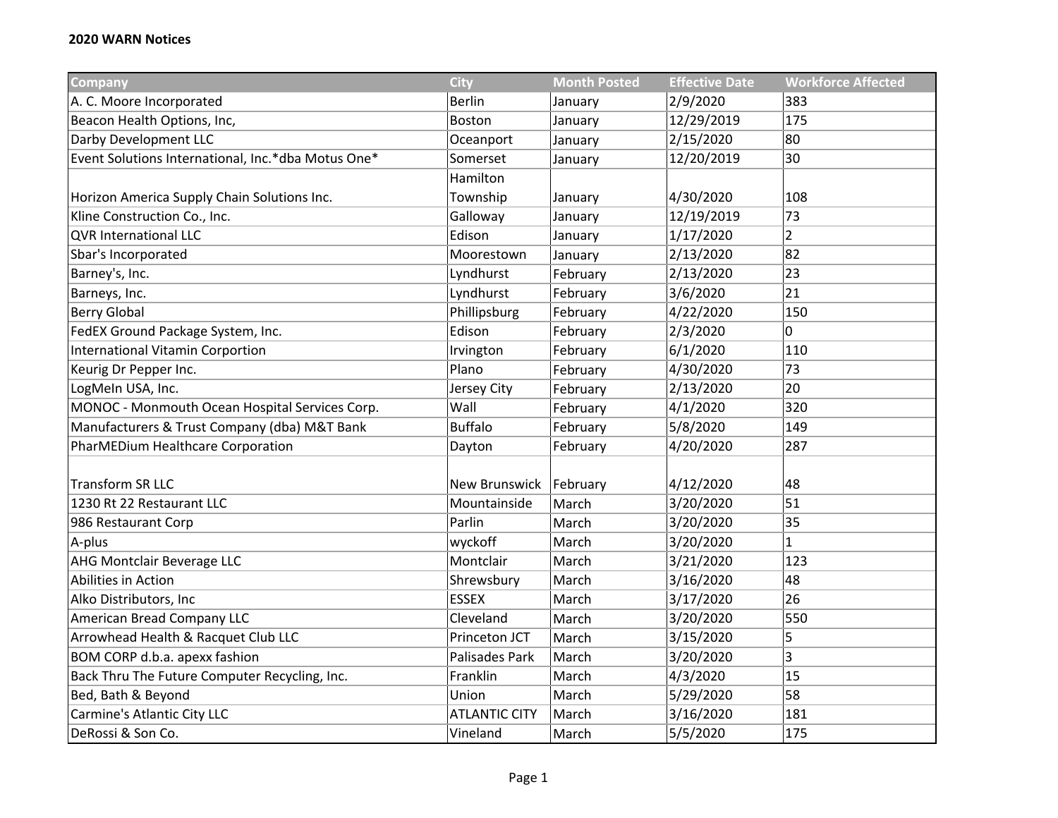**2020 WARN Notices**

| Company | City | Month Posted | Effective Date | Workforce Affected |
|---|---|---|---|---|
| A. C. Moore Incorporated | Berlin | January | 2/9/2020 | 383 |
| Beacon Health Options, Inc, | Boston | January | 12/29/2019 | 175 |
| Darby Development LLC | Oceanport | January | 2/15/2020 | 80 |
| Event Solutions International, Inc.*dba Motus One* | Somerset | January | 12/20/2019 | 30 |
| Horizon America Supply Chain Solutions Inc. | Hamilton Township | January | 4/30/2020 | 108 |
| Kline Construction Co., Inc. | Galloway | January | 12/19/2019 | 73 |
| QVR International LLC | Edison | January | 1/17/2020 | 2 |
| Sbar's Incorporated | Moorestown | January | 2/13/2020 | 82 |
| Barney's, Inc. | Lyndhurst | February | 2/13/2020 | 23 |
| Barneys, Inc. | Lyndhurst | February | 3/6/2020 | 21 |
| Berry Global | Phillipsburg | February | 4/22/2020 | 150 |
| FedEX Ground Package System, Inc. | Edison | February | 2/3/2020 | 0 |
| International Vitamin Corportion | Irvington | February | 6/1/2020 | 110 |
| Keurig Dr Pepper Inc. | Plano | February | 4/30/2020 | 73 |
| LogMeIn USA, Inc. | Jersey City | February | 2/13/2020 | 20 |
| MONOC - Monmouth Ocean Hospital Services Corp. | Wall | February | 4/1/2020 | 320 |
| Manufacturers & Trust Company (dba) M&T Bank | Buffalo | February | 5/8/2020 | 149 |
| PharMEDium Healthcare Corporation | Dayton | February | 4/20/2020 | 287 |
| Transform SR LLC | New Brunswick | February | 4/12/2020 | 48 |
| 1230 Rt 22 Restaurant LLC | Mountainside | March | 3/20/2020 | 51 |
| 986 Restaurant Corp | Parlin | March | 3/20/2020 | 35 |
| A-plus | wyckoff | March | 3/20/2020 | 1 |
| AHG Montclair Beverage LLC | Montclair | March | 3/21/2020 | 123 |
| Abilities in Action | Shrewsbury | March | 3/16/2020 | 48 |
| Alko Distributors, Inc | ESSEX | March | 3/17/2020 | 26 |
| American Bread Company LLC | Cleveland | March | 3/20/2020 | 550 |
| Arrowhead Health & Racquet Club LLC | Princeton JCT | March | 3/15/2020 | 5 |
| BOM CORP d.b.a. apexx fashion | Palisades Park | March | 3/20/2020 | 3 |
| Back Thru The Future Computer Recycling, Inc. | Franklin | March | 4/3/2020 | 15 |
| Bed, Bath & Beyond | Union | March | 5/29/2020 | 58 |
| Carmine's Atlantic City LLC | ATLANTIC CITY | March | 3/16/2020 | 181 |
| DeRossi & Son Co. | Vineland | March | 5/5/2020 | 175 |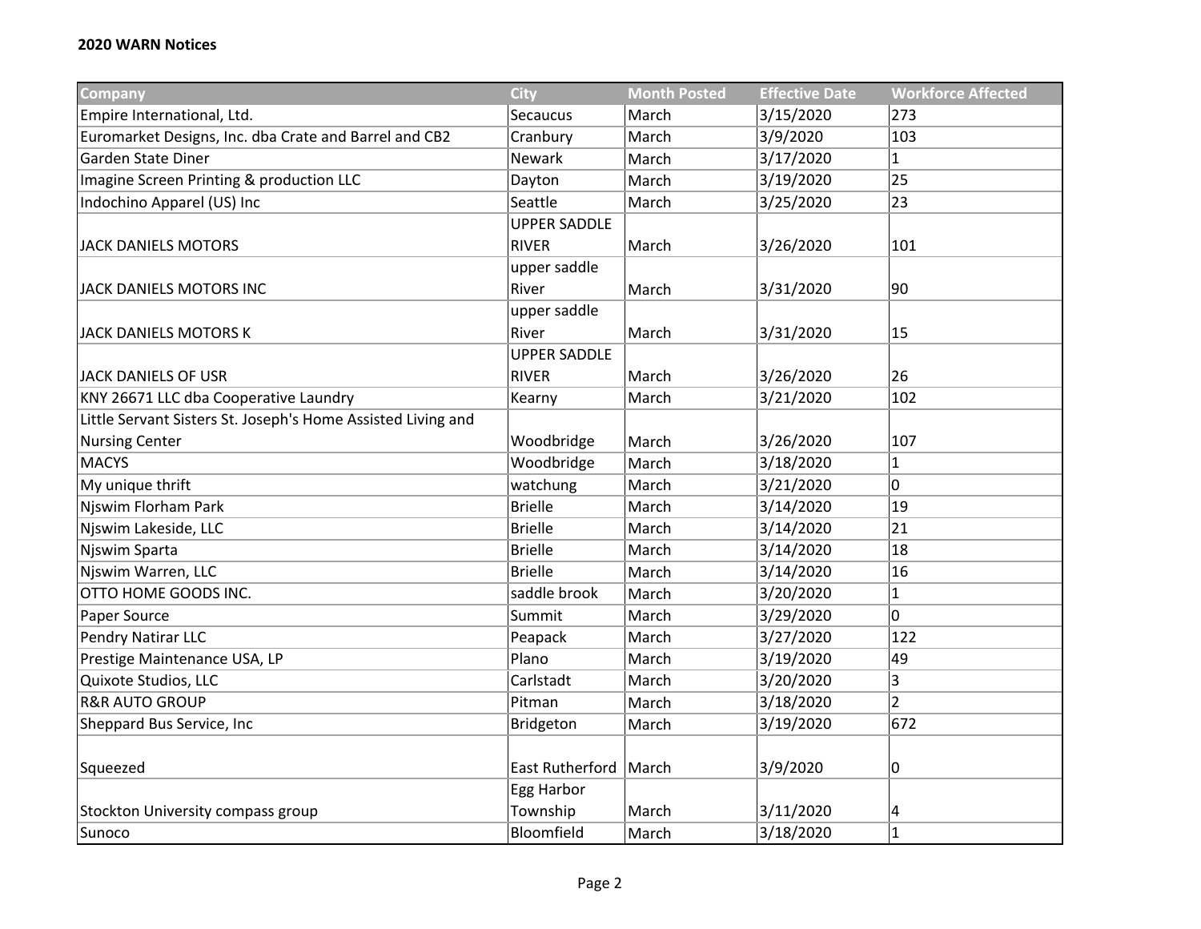**2020 WARN Notices**

| Company | City | Month Posted | Effective Date | Workforce Affected |
|---|---|---|---|---|
| Empire International, Ltd. | Secaucus | March | 3/15/2020 | 273 |
| Euromarket Designs, Inc. dba Crate and Barrel and CB2 | Cranbury | March | 3/9/2020 | 103 |
| Garden State Diner | Newark | March | 3/17/2020 | 1 |
| Imagine Screen Printing & production LLC | Dayton | March | 3/19/2020 | 25 |
| Indochino Apparel (US) Inc | Seattle | March | 3/25/2020 | 23 |
| JACK DANIELS MOTORS | UPPER SADDLE RIVER | March | 3/26/2020 | 101 |
| JACK DANIELS MOTORS INC | upper saddle River | March | 3/31/2020 | 90 |
| JACK DANIELS MOTORS K | upper saddle River | March | 3/31/2020 | 15 |
| JACK DANIELS OF USR | UPPER SADDLE RIVER | March | 3/26/2020 | 26 |
| KNY 26671 LLC dba Cooperative Laundry | Kearny | March | 3/21/2020 | 102 |
| Little Servant Sisters St. Joseph's Home Assisted Living and Nursing Center | Woodbridge | March | 3/26/2020 | 107 |
| MACYS | Woodbridge | March | 3/18/2020 | 1 |
| My unique thrift | watchung | March | 3/21/2020 | 0 |
| Njswim Florham Park | Brielle | March | 3/14/2020 | 19 |
| Njswim Lakeside, LLC | Brielle | March | 3/14/2020 | 21 |
| Njswim Sparta | Brielle | March | 3/14/2020 | 18 |
| Njswim Warren, LLC | Brielle | March | 3/14/2020 | 16 |
| OTTO HOME GOODS INC. | saddle brook | March | 3/20/2020 | 1 |
| Paper Source | Summit | March | 3/29/2020 | 0 |
| Pendry Natirar LLC | Peapack | March | 3/27/2020 | 122 |
| Prestige Maintenance USA, LP | Plano | March | 3/19/2020 | 49 |
| Quixote Studios, LLC | Carlstadt | March | 3/20/2020 | 3 |
| R&R AUTO GROUP | Pitman | March | 3/18/2020 | 2 |
| Sheppard Bus Service, Inc | Bridgeton | March | 3/19/2020 | 672 |
| Squeezed | East Rutherford | March | 3/9/2020 | 0 |
| Stockton University compass group | Egg Harbor Township | March | 3/11/2020 | 4 |
| Sunoco | Bloomfield | March | 3/18/2020 | 1 |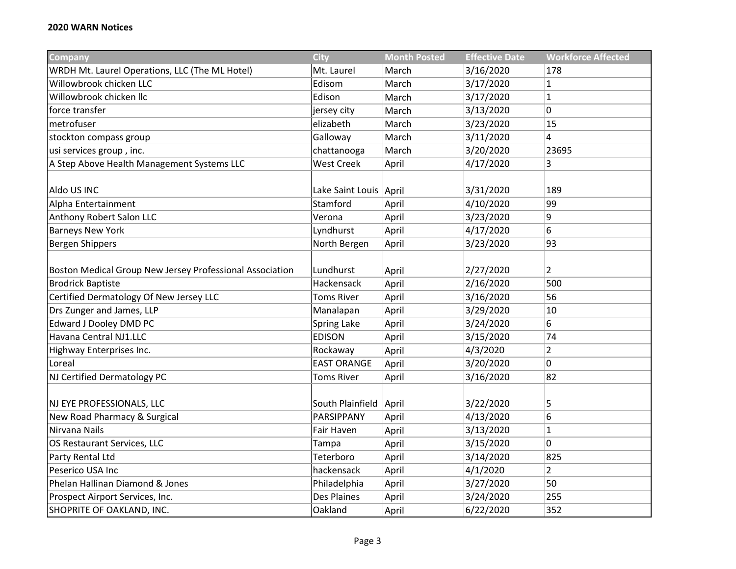**2020 WARN Notices**

| Company | City | Month Posted | Effective Date | Workforce Affected |
|---|---|---|---|---|
| WRDH Mt. Laurel Operations, LLC (The ML Hotel) | Mt. Laurel | March | 3/16/2020 | 178 |
| Willowbrook chicken LLC | Edisom | March | 3/17/2020 | 1 |
| Willowbrook chicken llc | Edison | March | 3/17/2020 | 1 |
| force transfer | jersey city | March | 3/13/2020 | 0 |
| metrofuser | elizabeth | March | 3/23/2020 | 15 |
| stockton compass group | Galloway | March | 3/11/2020 | 4 |
| usi services group , inc. | chattanooga | March | 3/20/2020 | 23695 |
| A Step Above Health Management Systems LLC | West Creek | April | 4/17/2020 | 3 |
| Aldo US INC | Lake Saint Louis | April | 3/31/2020 | 189 |
| Alpha Entertainment | Stamford | April | 4/10/2020 | 99 |
| Anthony Robert Salon LLC | Verona | April | 3/23/2020 | 9 |
| Barneys New York | Lyndhurst | April | 4/17/2020 | 6 |
| Bergen Shippers | North Bergen | April | 3/23/2020 | 93 |
| Boston Medical Group New Jersey Professional Association | Lundhurst | April | 2/27/2020 | 2 |
| Brodrick Baptiste | Hackensack | April | 2/16/2020 | 500 |
| Certified Dermatology Of New Jersey LLC | Toms River | April | 3/16/2020 | 56 |
| Drs Zunger and James, LLP | Manalapan | April | 3/29/2020 | 10 |
| Edward J Dooley DMD PC | Spring Lake | April | 3/24/2020 | 6 |
| Havana Central NJ1.LLC | EDISON | April | 3/15/2020 | 74 |
| Highway Enterprises Inc. | Rockaway | April | 4/3/2020 | 2 |
| Loreal | EAST ORANGE | April | 3/20/2020 | 0 |
| NJ Certified Dermatology PC | Toms River | April | 3/16/2020 | 82 |
| NJ EYE PROFESSIONALS, LLC | South Plainfield | April | 3/22/2020 | 5 |
| New Road Pharmacy & Surgical | PARSIPPANY | April | 4/13/2020 | 6 |
| Nirvana Nails | Fair Haven | April | 3/13/2020 | 1 |
| OS Restaurant Services, LLC | Tampa | April | 3/15/2020 | 0 |
| Party Rental Ltd | Teterboro | April | 3/14/2020 | 825 |
| Peserico USA Inc | hackensack | April | 4/1/2020 | 2 |
| Phelan Hallinan Diamond & Jones | Philadelphia | April | 3/27/2020 | 50 |
| Prospect Airport Services, Inc. | Des Plaines | April | 3/24/2020 | 255 |
| SHOPRITE OF OAKLAND, INC. | Oakland | April | 6/22/2020 | 352 |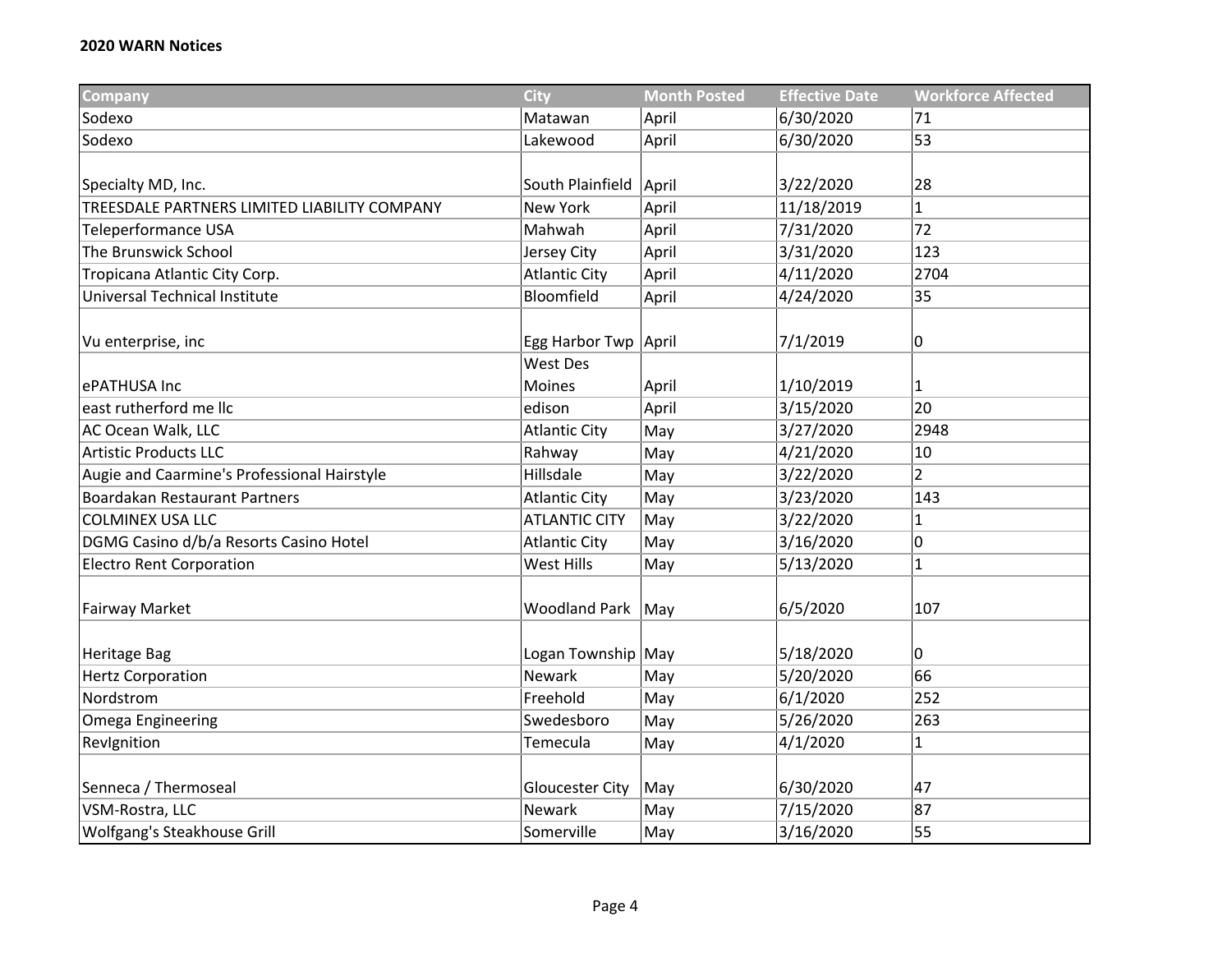**2020 WARN Notices**

| Company | City | Month Posted | Effective Date | Workforce Affected |
|---|---|---|---|---|
| Sodexo | Matawan | April | 6/30/2020 | 71 |
| Sodexo | Lakewood | April | 6/30/2020 | 53 |
| Specialty MD, Inc. | South Plainfield | April | 3/22/2020 | 28 |
| TREESDALE PARTNERS LIMITED LIABILITY COMPANY | New York | April | 11/18/2019 | 1 |
| Teleperformance USA | Mahwah | April | 7/31/2020 | 72 |
| The Brunswick School | Jersey City | April | 3/31/2020 | 123 |
| Tropicana Atlantic City Corp. | Atlantic City | April | 4/11/2020 | 2704 |
| Universal Technical Institute | Bloomfield | April | 4/24/2020 | 35 |
| Vu enterprise, inc | Egg Harbor Twp | April | 7/1/2019 | 0 |
| ePATHUSA Inc | West Des Moines | April | 1/10/2019 | 1 |
| east rutherford me llc | edison | April | 3/15/2020 | 20 |
| AC Ocean Walk, LLC | Atlantic City | May | 3/27/2020 | 2948 |
| Artistic Products LLC | Rahway | May | 4/21/2020 | 10 |
| Augie and Caarmine's Professional Hairstyle | Hillsdale | May | 3/22/2020 | 2 |
| Boardakan Restaurant Partners | Atlantic City | May | 3/23/2020 | 143 |
| COLMINEX USA LLC | ATLANTIC CITY | May | 3/22/2020 | 1 |
| DGMG Casino d/b/a Resorts Casino Hotel | Atlantic City | May | 3/16/2020 | 0 |
| Electro Rent Corporation | West Hills | May | 5/13/2020 | 1 |
| Fairway Market | Woodland Park | May | 6/5/2020 | 107 |
| Heritage Bag | Logan Township | May | 5/18/2020 | 0 |
| Hertz Corporation | Newark | May | 5/20/2020 | 66 |
| Nordstrom | Freehold | May | 6/1/2020 | 252 |
| Omega Engineering | Swedesboro | May | 5/26/2020 | 263 |
| RevIgnition | Temecula | May | 4/1/2020 | 1 |
| Senneca / Thermoseal | Gloucester City | May | 6/30/2020 | 47 |
| VSM-Rostra, LLC | Newark | May | 7/15/2020 | 87 |
| Wolfgang's Steakhouse Grill | Somerville | May | 3/16/2020 | 55 |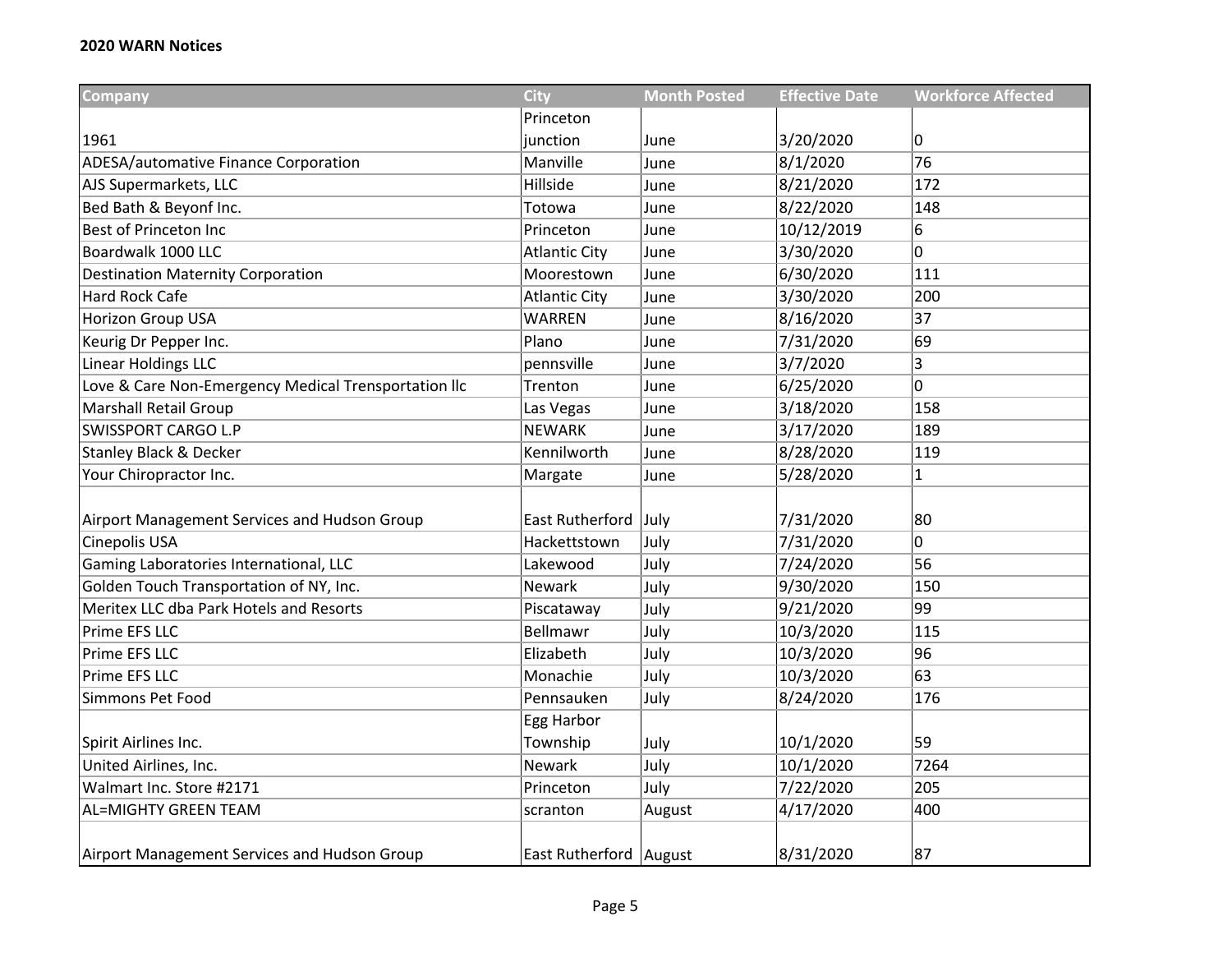**2020 WARN Notices**

| Company | City | Month Posted | Effective Date | Workforce Affected |
|---|---|---|---|---|
| 1961 | Princeton junction | June | 3/20/2020 | 0 |
| ADESA/automative Finance Corporation | Manville | June | 8/1/2020 | 76 |
| AJS Supermarkets, LLC | Hillside | June | 8/21/2020 | 172 |
| Bed Bath & Beyonf Inc. | Totowa | June | 8/22/2020 | 148 |
| Best of Princeton Inc | Princeton | June | 10/12/2019 | 6 |
| Boardwalk 1000 LLC | Atlantic City | June | 3/30/2020 | 0 |
| Destination Maternity Corporation | Moorestown | June | 6/30/2020 | 111 |
| Hard Rock Cafe | Atlantic City | June | 3/30/2020 | 200 |
| Horizon Group USA | WARREN | June | 8/16/2020 | 37 |
| Keurig Dr Pepper Inc. | Plano | June | 7/31/2020 | 69 |
| Linear Holdings LLC | pennsville | June | 3/7/2020 | 3 |
| Love & Care Non-Emergency Medical Transportation llc | Trenton | June | 6/25/2020 | 0 |
| Marshall Retail Group | Las Vegas | June | 3/18/2020 | 158 |
| SWISSPORT CARGO L.P | NEWARK | June | 3/17/2020 | 189 |
| Stanley Black & Decker | Kennilworth | June | 8/28/2020 | 119 |
| Your Chiropractor Inc. | Margate | June | 5/28/2020 | 1 |
| Airport Management Services and Hudson Group | East Rutherford | July | 7/31/2020 | 80 |
| Cinepolis USA | Hackettstown | July | 7/31/2020 | 0 |
| Gaming Laboratories International, LLC | Lakewood | July | 7/24/2020 | 56 |
| Golden Touch Transportation of NY, Inc. | Newark | July | 9/30/2020 | 150 |
| Meritex LLC dba Park Hotels and Resorts | Piscataway | July | 9/21/2020 | 99 |
| Prime EFS LLC | Bellmawr | July | 10/3/2020 | 115 |
| Prime EFS LLC | Elizabeth | July | 10/3/2020 | 96 |
| Prime EFS LLC | Monachie | July | 10/3/2020 | 63 |
| Simmons Pet Food | Pennsauken | July | 8/24/2020 | 176 |
| Spirit Airlines Inc. | Egg Harbor Township | July | 10/1/2020 | 59 |
| United Airlines, Inc. | Newark | July | 10/1/2020 | 7264 |
| Walmart Inc. Store #2171 | Princeton | July | 7/22/2020 | 205 |
| AL=MIGHTY GREEN TEAM | scranton | August | 4/17/2020 | 400 |
| Airport Management Services and Hudson Group | East Rutherford | August | 8/31/2020 | 87 |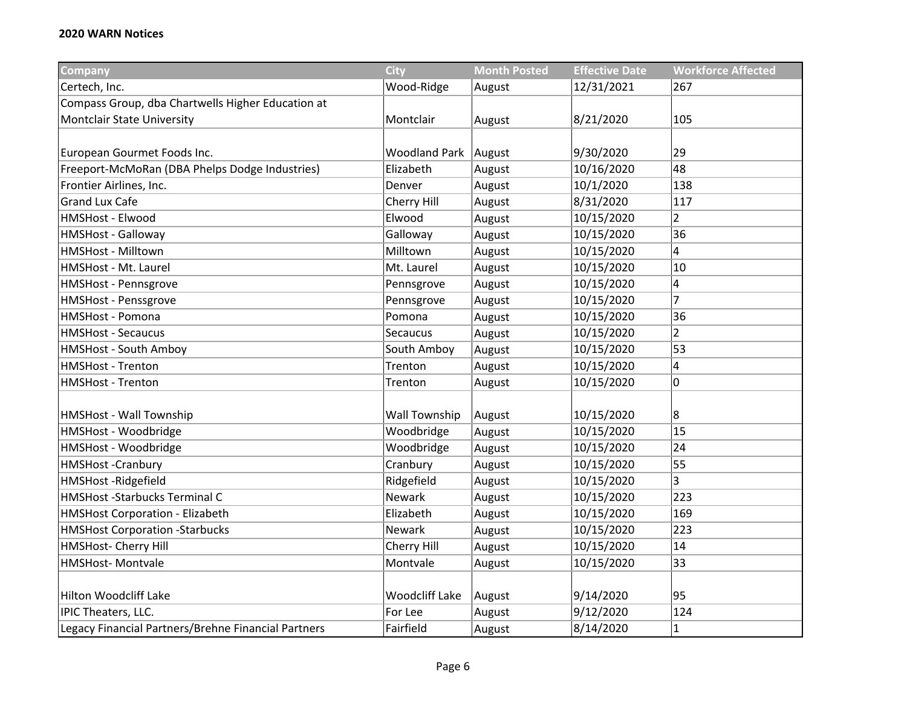**2020 WARN Notices**

| Company | City | Month Posted | Effective Date | Workforce Affected |
| --- | --- | --- | --- | --- |
| Certech, Inc. | Wood-Ridge | August | 12/31/2021 | 267 |
| Compass Group, dba Chartwells Higher Education at Montclair State University | Montclair | August | 8/21/2020 | 105 |
| European Gourmet Foods Inc. | Woodland Park | August | 9/30/2020 | 29 |
| Freeport-McMoRan (DBA Phelps Dodge Industries) | Elizabeth | August | 10/16/2020 | 48 |
| Frontier Airlines, Inc. | Denver | August | 10/1/2020 | 138 |
| Grand Lux Cafe | Cherry Hill | August | 8/31/2020 | 117 |
| HMSHost - Elwood | Elwood | August | 10/15/2020 | 2 |
| HMSHost - Galloway | Galloway | August | 10/15/2020 | 36 |
| HMSHost - Milltown | Milltown | August | 10/15/2020 | 4 |
| HMSHost - Mt. Laurel | Mt. Laurel | August | 10/15/2020 | 10 |
| HMSHost - Pennsgrove | Pennsgrove | August | 10/15/2020 | 4 |
| HMSHost - Penssgrove | Pennsgrove | August | 10/15/2020 | 7 |
| HMSHost - Pomona | Pomona | August | 10/15/2020 | 36 |
| HMSHost - Secaucus | Secaucus | August | 10/15/2020 | 2 |
| HMSHost - South Amboy | South Amboy | August | 10/15/2020 | 53 |
| HMSHost - Trenton | Trenton | August | 10/15/2020 | 4 |
| HMSHost - Trenton | Trenton | August | 10/15/2020 | 0 |
| HMSHost - Wall Township | Wall Township | August | 10/15/2020 | 8 |
| HMSHost - Woodbridge | Woodbridge | August | 10/15/2020 | 15 |
| HMSHost - Woodbridge | Woodbridge | August | 10/15/2020 | 24 |
| HMSHost -Cranbury | Cranbury | August | 10/15/2020 | 55 |
| HMSHost -Ridgefield | Ridgefield | August | 10/15/2020 | 3 |
| HMSHost -Starbucks Terminal C | Newark | August | 10/15/2020 | 223 |
| HMSHost Corporation - Elizabeth | Elizabeth | August | 10/15/2020 | 169 |
| HMSHost Corporation -Starbucks | Newark | August | 10/15/2020 | 223 |
| HMSHost- Cherry Hill | Cherry Hill | August | 10/15/2020 | 14 |
| HMSHost- Montvale | Montvale | August | 10/15/2020 | 33 |
| Hilton Woodcliff Lake | Woodcliff Lake | August | 9/14/2020 | 95 |
| IPIC Theaters, LLC. | For Lee | August | 9/12/2020 | 124 |
| Legacy Financial Partners/Brehne Financial Partners | Fairfield | August | 8/14/2020 | 1 |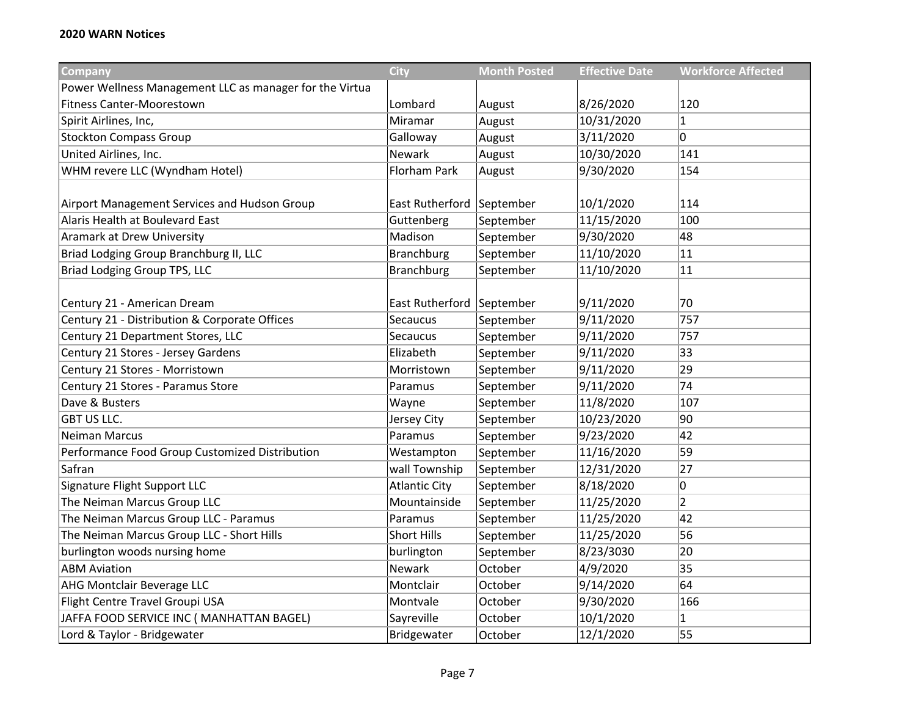**2020 WARN Notices**

| Company | City | Month Posted | Effective Date | Workforce Affected |
|---|---|---|---|---|
| Power Wellness Management LLC as manager for the Virtua Fitness Canter-Moorestown | Lombard | August | 8/26/2020 | 120 |
| Spirit Airlines, Inc, | Miramar | August | 10/31/2020 | 1 |
| Stockton Compass Group | Galloway | August | 3/11/2020 | 0 |
| United Airlines, Inc. | Newark | August | 10/30/2020 | 141 |
| WHM revere LLC (Wyndham Hotel) | Florham Park | August | 9/30/2020 | 154 |
| Airport Management Services and Hudson Group | East Rutherford | September | 10/1/2020 | 114 |
| Alaris Health at Boulevard East | Guttenberg | September | 11/15/2020 | 100 |
| Aramark at Drew University | Madison | September | 9/30/2020 | 48 |
| Briad Lodging Group Branchburg II, LLC | Branchburg | September | 11/10/2020 | 11 |
| Briad Lodging Group TPS, LLC | Branchburg | September | 11/10/2020 | 11 |
| Century 21 - American Dream | East Rutherford | September | 9/11/2020 | 70 |
| Century 21 - Distribution & Corporate Offices | Secaucus | September | 9/11/2020 | 757 |
| Century 21 Department Stores, LLC | Secaucus | September | 9/11/2020 | 757 |
| Century 21 Stores - Jersey Gardens | Elizabeth | September | 9/11/2020 | 33 |
| Century 21 Stores - Morristown | Morristown | September | 9/11/2020 | 29 |
| Century 21 Stores - Paramus Store | Paramus | September | 9/11/2020 | 74 |
| Dave & Busters | Wayne | September | 11/8/2020 | 107 |
| GBT US LLC. | Jersey City | September | 10/23/2020 | 90 |
| Neiman Marcus | Paramus | September | 9/23/2020 | 42 |
| Performance Food Group Customized Distribution | Westampton | September | 11/16/2020 | 59 |
| Safran | wall Township | September | 12/31/2020 | 27 |
| Signature Flight Support LLC | Atlantic City | September | 8/18/2020 | 0 |
| The Neiman Marcus Group LLC | Mountainside | September | 11/25/2020 | 2 |
| The Neiman Marcus Group LLC - Paramus | Paramus | September | 11/25/2020 | 42 |
| The Neiman Marcus Group LLC - Short Hills | Short Hills | September | 11/25/2020 | 56 |
| burlington woods nursing home | burlington | September | 8/23/3030 | 20 |
| ABM Aviation | Newark | October | 4/9/2020 | 35 |
| AHG Montclair Beverage LLC | Montclair | October | 9/14/2020 | 64 |
| Flight Centre Travel Groupi USA | Montvale | October | 9/30/2020 | 166 |
| JAFFA FOOD SERVICE INC ( MANHATTAN BAGEL) | Sayreville | October | 10/1/2020 | 1 |
| Lord & Taylor - Bridgewater | Bridgewater | October | 12/1/2020 | 55 |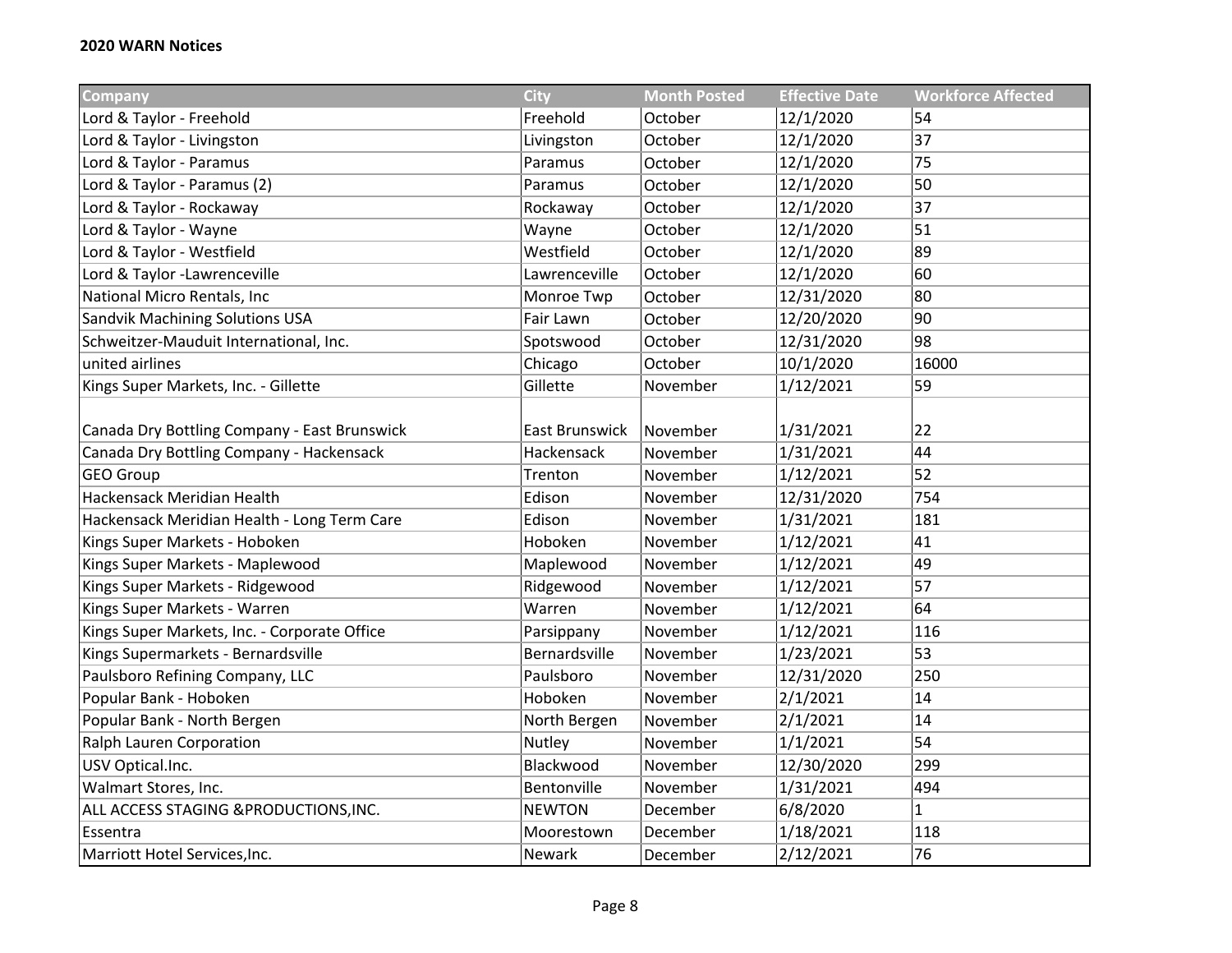**2020 WARN Notices**

| Company | City | Month Posted | Effective Date | Workforce Affected |
|---|---|---|---|---|
| Lord & Taylor - Freehold | Freehold | October | 12/1/2020 | 54 |
| Lord & Taylor - Livingston | Livingston | October | 12/1/2020 | 37 |
| Lord & Taylor - Paramus | Paramus | October | 12/1/2020 | 75 |
| Lord & Taylor - Paramus (2) | Paramus | October | 12/1/2020 | 50 |
| Lord & Taylor - Rockaway | Rockaway | October | 12/1/2020 | 37 |
| Lord & Taylor - Wayne | Wayne | October | 12/1/2020 | 51 |
| Lord & Taylor - Westfield | Westfield | October | 12/1/2020 | 89 |
| Lord & Taylor -Lawrenceville | Lawrenceville | October | 12/1/2020 | 60 |
| National Micro Rentals, Inc | Monroe Twp | October | 12/31/2020 | 80 |
| Sandvik Machining Solutions USA | Fair Lawn | October | 12/20/2020 | 90 |
| Schweitzer-Mauduit International, Inc. | Spotswood | October | 12/31/2020 | 98 |
| united airlines | Chicago | October | 10/1/2020 | 16000 |
| Kings Super Markets, Inc. - Gillette | Gillette | November | 1/12/2021 | 59 |
| Canada Dry Bottling Company - East Brunswick | East Brunswick | November | 1/31/2021 | 22 |
| Canada Dry Bottling Company - Hackensack | Hackensack | November | 1/31/2021 | 44 |
| GEO Group | Trenton | November | 1/12/2021 | 52 |
| Hackensack Meridian Health | Edison | November | 12/31/2020 | 754 |
| Hackensack Meridian Health - Long Term Care | Edison | November | 1/31/2021 | 181 |
| Kings Super Markets - Hoboken | Hoboken | November | 1/12/2021 | 41 |
| Kings Super Markets - Maplewood | Maplewood | November | 1/12/2021 | 49 |
| Kings Super Markets - Ridgewood | Ridgewood | November | 1/12/2021 | 57 |
| Kings Super Markets - Warren | Warren | November | 1/12/2021 | 64 |
| Kings Super Markets, Inc. - Corporate Office | Parsippany | November | 1/12/2021 | 116 |
| Kings Supermarkets - Bernardsville | Bernardsville | November | 1/23/2021 | 53 |
| Paulsboro Refining Company, LLC | Paulsboro | November | 12/31/2020 | 250 |
| Popular Bank - Hoboken | Hoboken | November | 2/1/2021 | 14 |
| Popular Bank - North Bergen | North Bergen | November | 2/1/2021 | 14 |
| Ralph Lauren Corporation | Nutley | November | 1/1/2021 | 54 |
| USV Optical.Inc. | Blackwood | November | 12/30/2020 | 299 |
| Walmart Stores, Inc. | Bentonville | November | 1/31/2021 | 494 |
| ALL ACCESS STAGING &PRODUCTIONS,INC. | NEWTON | December | 6/8/2020 | 1 |
| Essentra | Moorestown | December | 1/18/2021 | 118 |
| Marriott Hotel Services,Inc. | Newark | December | 2/12/2021 | 76 |